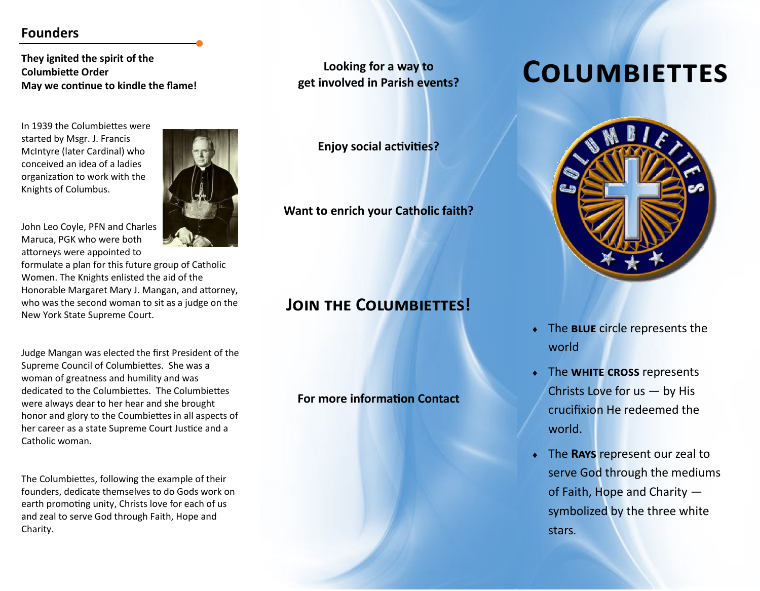## Founders

**They ignited the spirit of the Columbiette Order**
**May we continue to kindle the flame!**

In 1939 the Columbiettes were started by Msgr. J. Francis McIntyre (later Cardinal) who conceived an idea of a ladies organization to work with the Knights of Columbus.

John Leo Coyle, PFN and Charles Maruca, PGK who were both attorneys were appointed to formulate a plan for this future group of Catholic Women. The Knights enlisted the aid of the Honorable Margaret Mary J. Mangan, and attorney, who was the second woman to sit as a judge on the New York State Supreme Court.

Judge Mangan was elected the first President of the Supreme Council of Columbiettes. She was a woman of greatness and humility and was dedicated to the Columbiettes. The Columbiettes were always dear to her hear and she brought honor and glory to the Coumbiettes in all aspects of her career as a state Supreme Court Justice and a Catholic woman.

The Columbiettes, following the example of their founders, dedicate themselves to do Gods work on earth promoting unity, Christs love for each of us and zeal to serve God through Faith, Hope and Charity.

**Looking for a way to get involved in Parish events?**

**Enjoy social activities?**

**Want to enrich your Catholic faith?**

## Join the Columbiettes!

**For more information Contact**

# Columbiettes

- The **BLUE** circle represents the world
- The **WHITE CROSS** represents Christs Love for us — by His crucifixion He redeemed the world.
- The **RAYS** represent our zeal to serve God through the mediums of Faith, Hope and Charity — symbolized by the three white stars.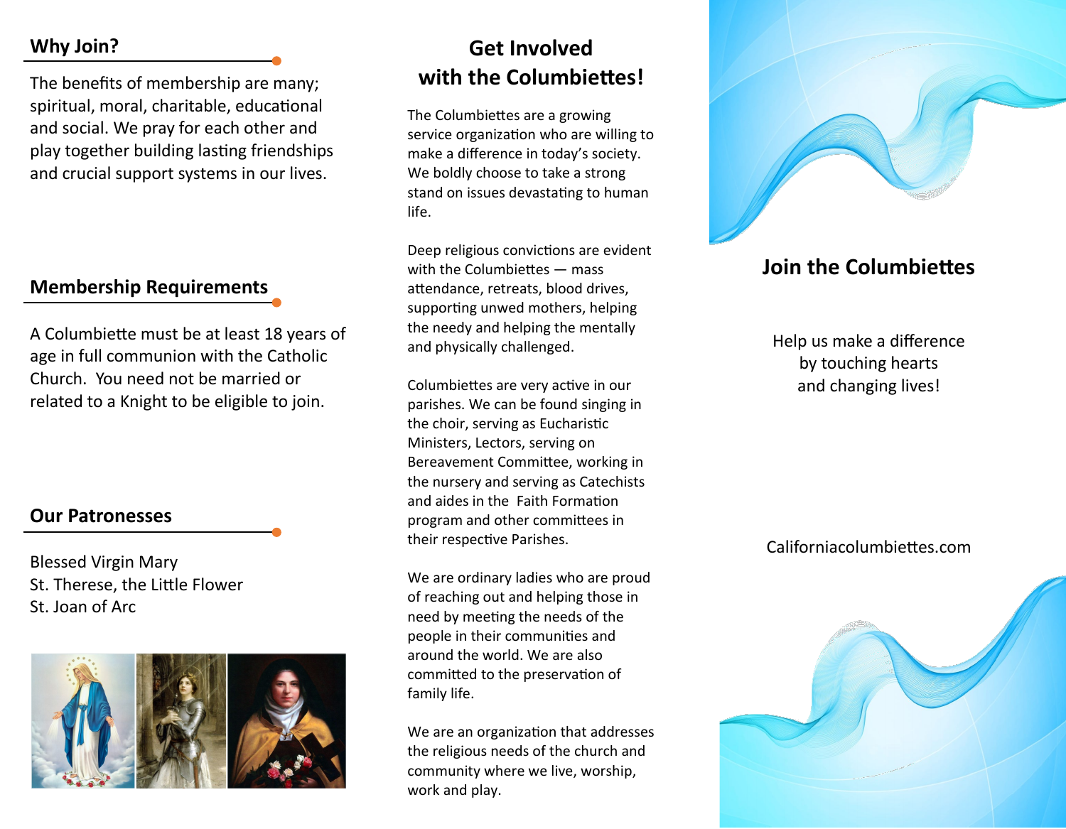## Why Join?

The benefits of membership are many; spiritual, moral, charitable, educational and social. We pray for each other and play together building lasting friendships and crucial support systems in our lives.

## Membership Requirements

A Columbiette must be at least 18 years of age in full communion with the Catholic Church. You need not be married or related to a Knight to be eligible to join.

## Our Patronesses

Blessed Virgin Mary
St. Therese, the Little Flower
St. Joan of Arc

## Get Involved with the Columbiettes!

The Columbiettes are a growing service organization who are willing to make a difference in today's society. We boldly choose to take a strong stand on issues devastating to human life.

Deep religious convictions are evident with the Columbiettes — mass attendance, retreats, blood drives, supporting unwed mothers, helping the needy and helping the mentally and physically challenged.

Columbiettes are very active in our parishes. We can be found singing in the choir, serving as Eucharistic Ministers, Lectors, serving on Bereavement Committee, working in the nursery and serving as Catechists and aides in the Faith Formation program and other committees in their respective Parishes.

We are ordinary ladies who are proud of reaching out and helping those in need by meeting the needs of the people in their communities and around the world. We are also committed to the preservation of family life.

We are an organization that addresses the religious needs of the church and community where we live, worship, work and play.

## Join the Columbiettes

Help us make a difference by touching hearts and changing lives!

Californiacolumbiettes.com